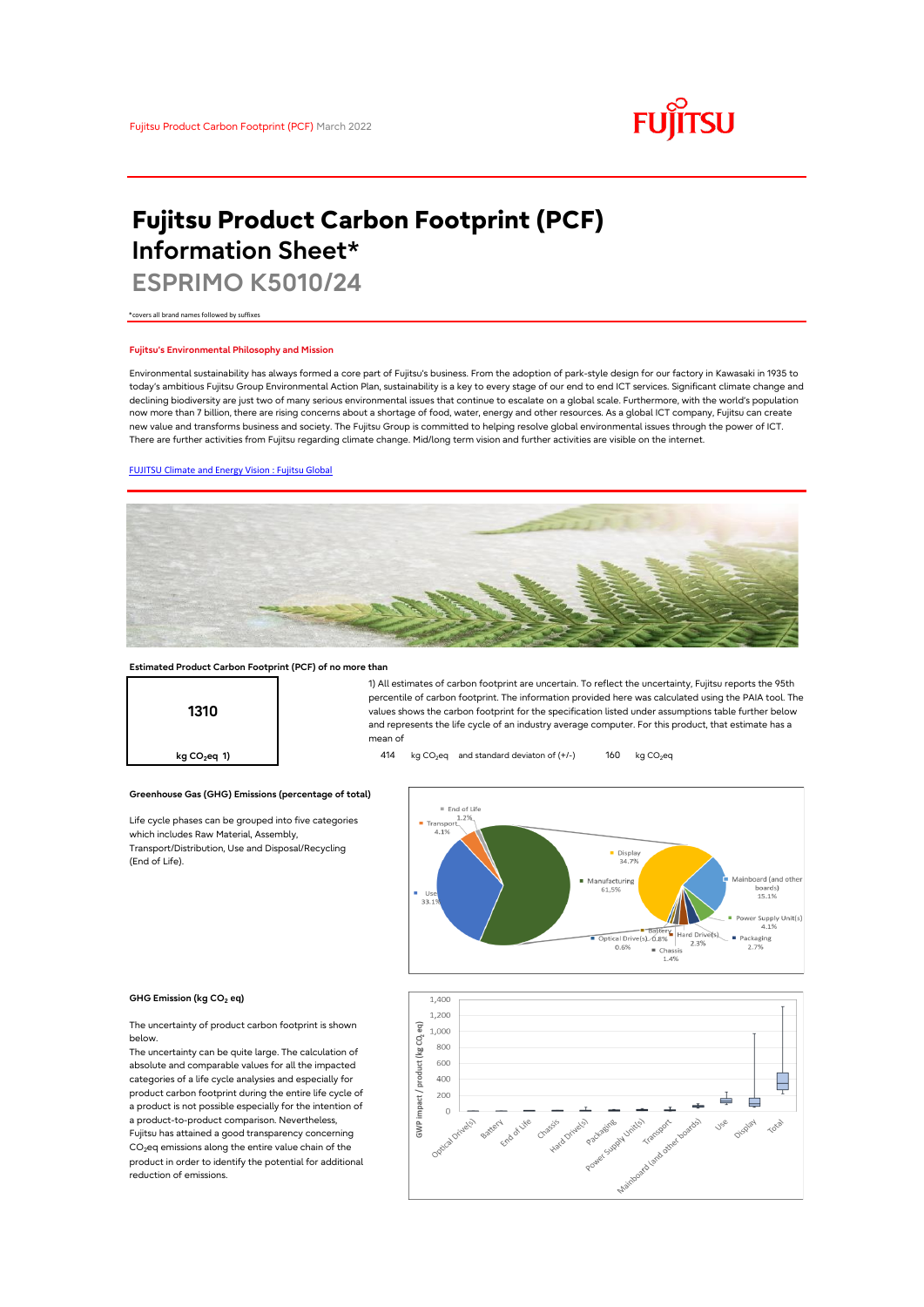# Fujitsu Product Carbon Footprint (PCF) Information Sheet*

## ESPRIMO K5010/24

*covers all brand names followed by suffixes

### Fujitsu's Environmental Philosophy and Mission

Environmental sustainability has always formed a core part of Fujitsu's business. From the adoption of park-style design for our factory in Kawasaki in 1935 to today's ambitious Fujitsu Group Environmental Action Plan, sustainability is a key to every stage of our end to end ICT services. Significant climate change and declining biodiversity are just two of many serious environmental issues that continue to escalate on a global scale. Furthermore, with the world's population now more than 7 billion, there are rising concerns about a shortage of food, water, energy and other resources. As a global ICT company, Fujitsu can create new value and transforms business and society. The Fujitsu Group is committed to helping resolve global environmental issues through the power of ICT. There are further activities from Fujitsu regarding climate change. Mid/long term vision and further activities are visible on the internet.

[FUJITSU Climate and Energy Vision : Fujitsu Global]

### Estimated Product Carbon Footprint (PCF) of no more than

**1310**

kg $CO_2$eq 1)

1) All estimates of carbon footprint are uncertain. To reflect the uncertainty, Fujitsu reports the 95th percentile of carbon footprint. The information provided here was calculated using the PAIA tool. The values shows the carbon footprint for the specification listed under assumptions table further below and represents the life cycle of an industry average computer. For this product, that estimate has a mean of

414 kg $CO_2$eq and standard deviaton of (+/-) 160 kg $CO_2$eq

### Greenhouse Gas (GHG) Emissions (percentage of total)

Life cycle phases can be grouped into five categories which includes Raw Material, Assembly, Transport/Distribution, Use and Disposal/Recycling (End of Life).

End of Life 1.2%; Transport 4.1%; Use 33.1%; Manufacturing 61.5%

Display 34.7%; Mainboard (and other boards) 15.1%; Power Supply Unit(s) 4.1%; Packaging 2.7%; Hard Drive(s) 2.3%; Chassis 1.4%; Battery 0.8%; Optical Drive(s) 0.6%

### GHG Emission (kg $CO_2$ eq)

The uncertainty of product carbon footprint is shown below.

The uncertainty can be quite large. The calculation of absolute and comparable values for all the impacted categories of a life cycle analysies and especially for product carbon footprint during the entire life cycle of a product is not possible especially for the intention of a product-to-product comparison. Nevertheless, Fujitsu has attained a good transparency concerning $CO_2$eq emissions along the entire value chain of the product in order to identify the potential for additional reduction of emissions.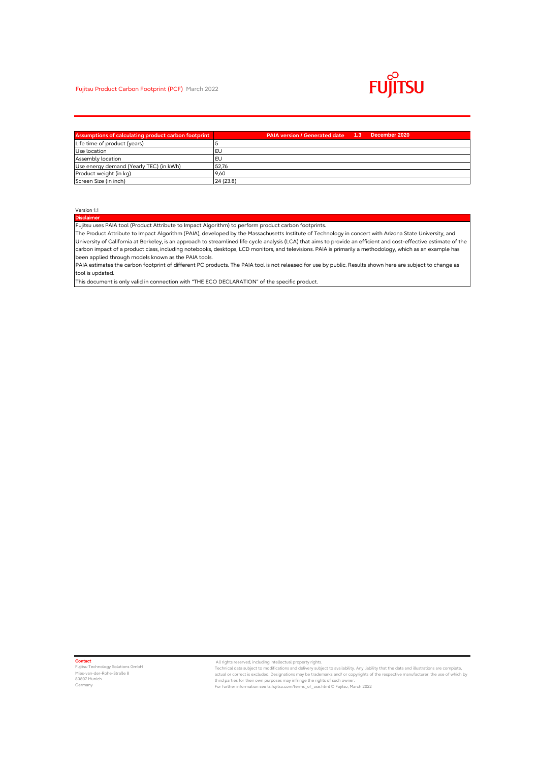Fujitsu Product Carbon Footprint (PCF) March 2022

| Assumptions of calculating product carbon footprint | PAIA version / Generated date 1.3 December 2020 |
| --- | --- |
| Life time of product (years) | 5 |
| Use location | EU |
| Assembly location | EU |
| Use energy demand (Yearly TEC) (in kWh) | 52,76 |
| Product weight (in kg) | 9,60 |
| Screen Size (in inch) | 24 (23.8) |

Version 1.1

**Disclaimer**

Fujitsu uses PAIA tool (Product Attribute to Impact Algorithm) to perform product carbon footprints.

The Product Attribute to Impact Algorithm (PAIA), developed by the Massachusetts Institute of Technology in concert with Arizona State University, and University of California at Berkeley, is an approach to streamlined life cycle analysis (LCA) that aims to provide an efficient and cost-effective estimate of the carbon impact of a product class, including notebooks, desktops, LCD monitors, and televisions. PAIA is primarily a methodology, which as an example has been applied through models known as the PAIA tools.

PAIA estimates the carbon footprint of different PC products. The PAIA tool is not released for use by public. Results shown here are subject to change as tool is updated.

This document is only valid in connection with "THE ECO DECLARATION" of the specific product.

**Contact**
Fujitsu Technology Solutions GmbH
Mies-van-der-Rohe-Straße 8
80807 Munich
Germany

All rights reserved, including intellectual property rights.
Technical data subject to modifications and delivery subject to availability. Any liability that the data and illustrations are complete, actual or correct is excluded. Designations may be trademarks and/ or copyrights of the respective manufacturer, the use of which by third parties for their own purposes may infringe the rights of such owner.
For further information see ts.fujitsu.com/terms_of_use.html © Fujitsu, March 2022